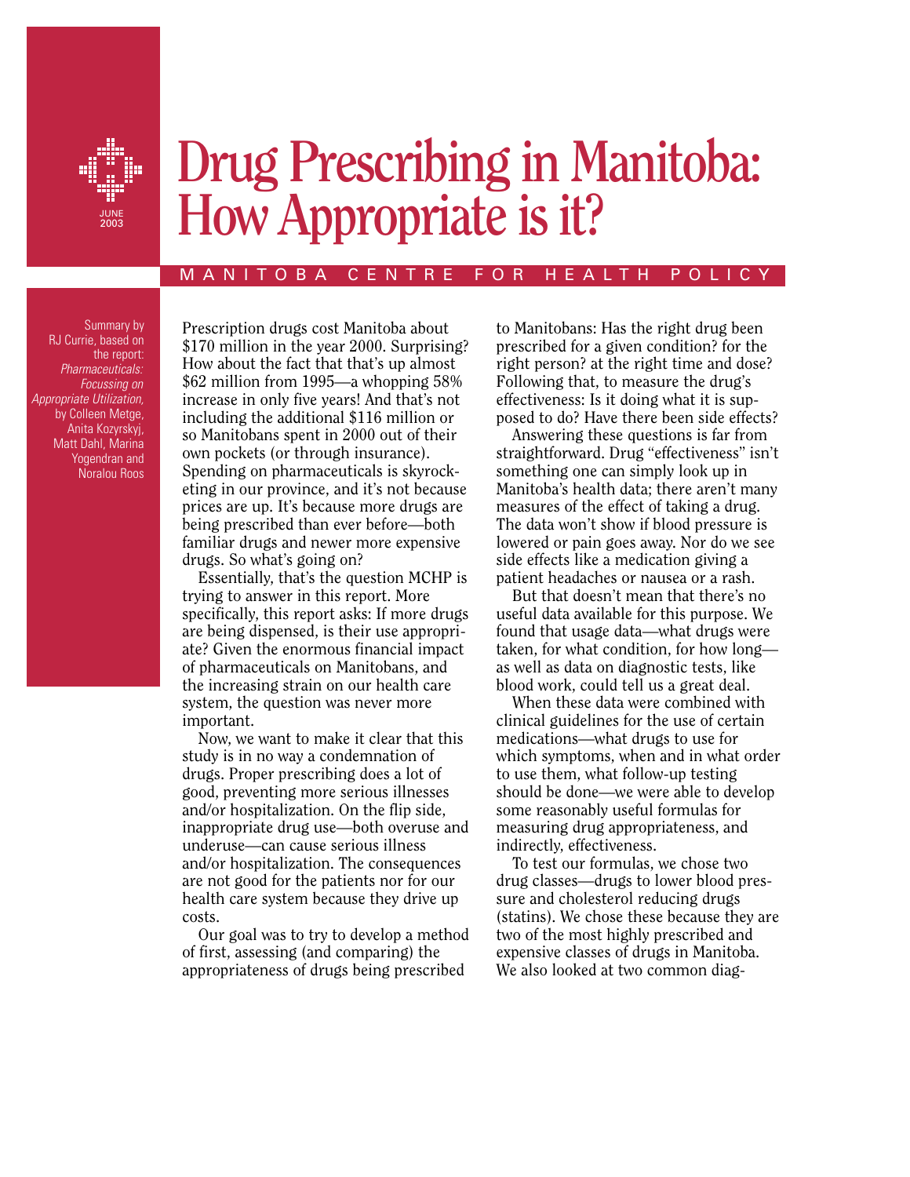JUNE 2003

# Drug Prescribing in Manitoba: How Appropriate is it?

MANITOBA CENTRE FOR HEALTH POLICY

Summary by RJ Currie, based on the report: *Pharmaceuticals: Focussing on Appropriate Utilization,* by Colleen Metge, Anita Kozyrskyj, Matt Dahl, Marina Yogendran and Noralou Roos

Prescription drugs cost Manitoba about $170 million in the year 2000. Surprising? How about the fact that that's up almost $62 million from 1995—a whopping 58% increase in only five years! And that's not including the additional $116 million or so Manitobans spent in 2000 out of their own pockets (or through insurance). Spending on pharmaceuticals is skyrocketing in our province, and it's not because prices are up. It's because more drugs are being prescribed than ever before—both familiar drugs and newer more expensive drugs. So what's going on?

Essentially, that's the question MCHP is trying to answer in this report. More specifically, this report asks: If more drugs are being dispensed, is their use appropriate? Given the enormous financial impact of pharmaceuticals on Manitobans, and the increasing strain on our health care system, the question was never more important.

Now, we want to make it clear that this study is in no way a condemnation of drugs. Proper prescribing does a lot of good, preventing more serious illnesses and/or hospitalization. On the flip side, inappropriate drug use—both overuse and underuse—can cause serious illness and/or hospitalization. The consequences are not good for the patients nor for our health care system because they drive up costs.

Our goal was to try to develop a method of first, assessing (and comparing) the appropriateness of drugs being prescribed to Manitobans: Has the right drug been prescribed for a given condition? for the right person? at the right time and dose? Following that, to measure the drug's effectiveness: Is it doing what it is supposed to do? Have there been side effects?

Answering these questions is far from straightforward. Drug "effectiveness" isn't something one can simply look up in Manitoba's health data; there aren't many measures of the effect of taking a drug. The data won't show if blood pressure is lowered or pain goes away. Nor do we see side effects like a medication giving a patient headaches or nausea or a rash.

But that doesn't mean that there's no useful data available for this purpose. We found that usage data—what drugs were taken, for what condition, for how long—as well as data on diagnostic tests, like blood work, could tell us a great deal.

When these data were combined with clinical guidelines for the use of certain medications—what drugs to use for which symptoms, when and in what order to use them, what follow-up testing should be done—we were able to develop some reasonably useful formulas for measuring drug appropriateness, and indirectly, effectiveness.

To test our formulas, we chose two drug classes—drugs to lower blood pressure and cholesterol reducing drugs (statins). We chose these because they are two of the most highly prescribed and expensive classes of drugs in Manitoba. We also looked at two common diag-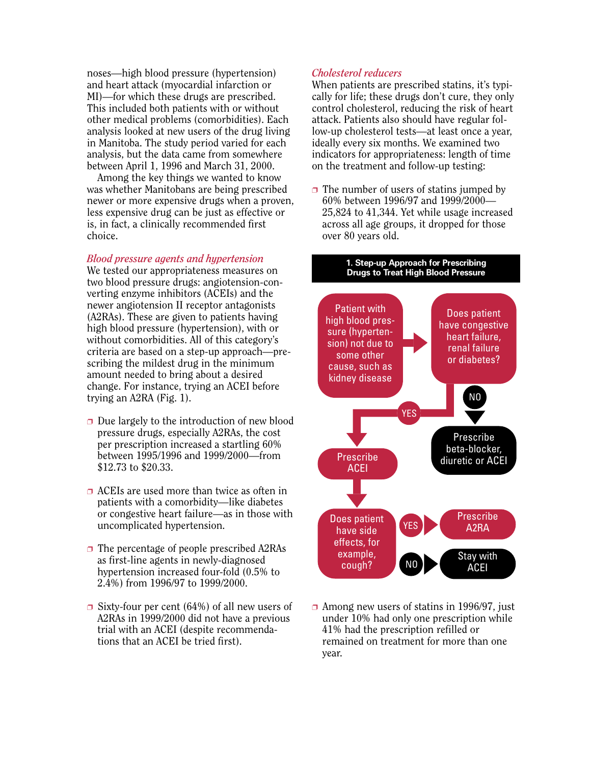noses—high blood pressure (hypertension) and heart attack (myocardial infarction or MI)—for which these drugs are prescribed. This included both patients with or without other medical problems (comorbidities). Each analysis looked at new users of the drug living in Manitoba. The study period varied for each analysis, but the data came from somewhere between April 1, 1996 and March 31, 2000.

Among the key things we wanted to know was whether Manitobans are being prescribed newer or more expensive drugs when a proven, less expensive drug can be just as effective or is, in fact, a clinically recommended first choice.

### *Blood pressure agents and hypertension*

We tested our appropriateness measures on two blood pressure drugs: angiotension-converting enzyme inhibitors (ACEIs) and the newer angiotension II receptor antagonists (A2RAs). These are given to patients having high blood pressure (hypertension), with or without comorbidities. All of this category's criteria are based on a step-up approach—prescribing the mildest drug in the minimum amount needed to bring about a desired change. For instance, trying an ACEI before trying an A2RA (Fig. 1).

- Due largely to the introduction of new blood pressure drugs, especially A2RAs, the cost per prescription increased a startling 60% between 1995/1996 and 1999/2000—from $12.73 to $20.33.
- ACEIs are used more than twice as often in patients with a comorbidity—like diabetes or congestive heart failure—as in those with uncomplicated hypertension.
- The percentage of people prescribed A2RAs as first-line agents in newly-diagnosed hypertension increased four-fold (0.5% to 2.4%) from 1996/97 to 1999/2000.
- Sixty-four per cent (64%) of all new users of A2RAs in 1999/2000 did not have a previous trial with an ACEI (despite recommendations that an ACEI be tried first).

### *Cholesterol reducers*

When patients are prescribed statins, it's typically for life; these drugs don't cure, they only control cholesterol, reducing the risk of heart attack. Patients also should have regular follow-up cholesterol tests—at least once a year, ideally every six months. We examined two indicators for appropriateness: length of time on the treatment and follow-up testing:

- The number of users of statins jumped by 60% between 1996/97 and 1999/2000—25,824 to 41,344. Yet while usage increased across all age groups, it dropped for those over 80 years old.

**1. Step-up Approach for Prescribing Drugs to Treat High Blood Pressure**

- Patient with high blood pressure (hypertension) not due to some other cause, such as kidney disease → Does patient have congestive heart failure, renal failure or diabetes?
  - NO → Prescribe beta-blocker, diuretic or ACEI
  - YES → Prescribe ACEI → Does patient have side effects, for example, cough?
    - YES → Prescribe A2RA
    - NO → Stay with ACEI

- Among new users of statins in 1996/97, just under 10% had only one prescription while 41% had the prescription refilled or remained on treatment for more than one year.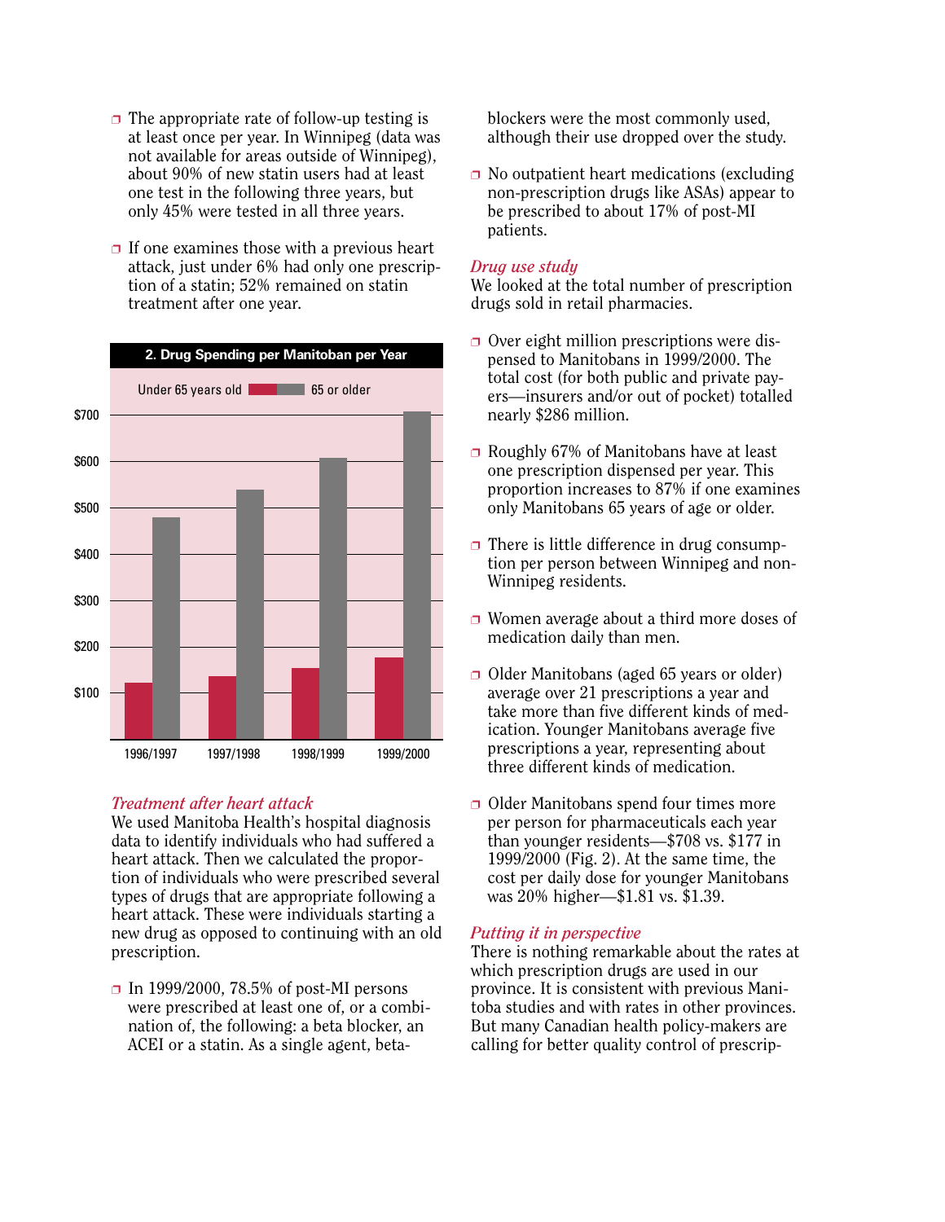- The appropriate rate of follow-up testing is at least once per year. In Winnipeg (data was not available for areas outside of Winnipeg), about 90% of new statin users had at least one test in the following three years, but only 45% were tested in all three years.
- If one examines those with a previous heart attack, just under 6% had only one prescription of a statin; 52% remained on statin treatment after one year.

**2. Drug Spending per Manitoban per Year**

Under 65 years old / 65 or older

| Year | Under 65 years old | 65 or older |
|---|---|---|
| 1996/1997 | ~$120 | ~$480 |
| 1997/1998 | ~$135 | ~$540 |
| 1998/1999 | ~$155 | ~$610 |
| 1999/2000 | $177 | $708 |

### *Treatment after heart attack*

We used Manitoba Health's hospital diagnosis data to identify individuals who had suffered a heart attack. Then we calculated the proportion of individuals who were prescribed several types of drugs that are appropriate following a heart attack. These were individuals starting a new drug as opposed to continuing with an old prescription.

- In 1999/2000, 78.5% of post-MI persons were prescribed at least one of, or a combination of, the following: a beta blocker, an ACEI or a statin. As a single agent, beta-blockers were the most commonly used, although their use dropped over the study.
- No outpatient heart medications (excluding non-prescription drugs like ASAs) appear to be prescribed to about 17% of post-MI patients.

### *Drug use study*

We looked at the total number of prescription drugs sold in retail pharmacies.

- Over eight million prescriptions were dispensed to Manitobans in 1999/2000. The total cost (for both public and private payers—insurers and/or out of pocket) totalled nearly $286 million.
- Roughly 67% of Manitobans have at least one prescription dispensed per year. This proportion increases to 87% if one examines only Manitobans 65 years of age or older.
- There is little difference in drug consumption per person between Winnipeg and non-Winnipeg residents.
- Women average about a third more doses of medication daily than men.
- Older Manitobans (aged 65 years or older) average over 21 prescriptions a year and take more than five different kinds of medication. Younger Manitobans average five prescriptions a year, representing about three different kinds of medication.
- Older Manitobans spend four times more per person for pharmaceuticals each year than younger residents—$708 vs. $177 in 1999/2000 (Fig. 2). At the same time, the cost per daily dose for younger Manitobans was 20% higher—$1.81 vs. $1.39.

### *Putting it in perspective*

There is nothing remarkable about the rates at which prescription drugs are used in our province. It is consistent with previous Manitoba studies and with rates in other provinces. But many Canadian health policy-makers are calling for better quality control of prescrip-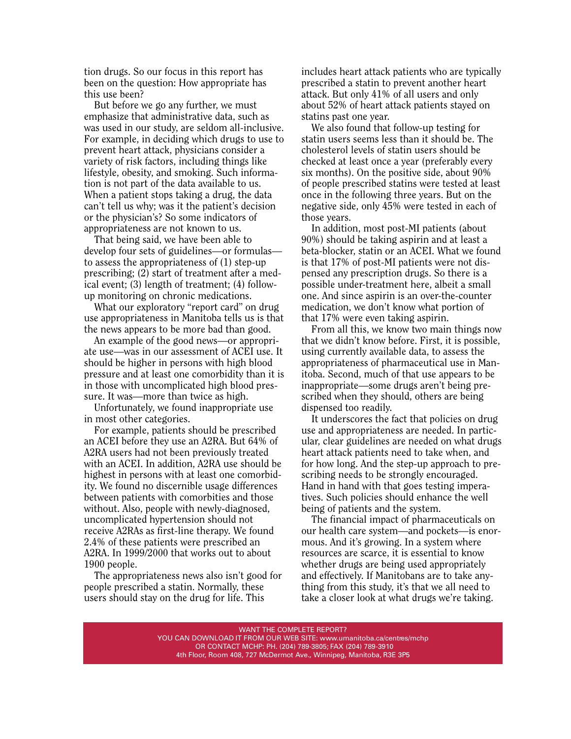tion drugs. So our focus in this report has been on the question: How appropriate has this use been?

But before we go any further, we must emphasize that administrative data, such as was used in our study, are seldom all-inclusive. For example, in deciding which drugs to use to prevent heart attack, physicians consider a variety of risk factors, including things like lifestyle, obesity, and smoking. Such information is not part of the data available to us. When a patient stops taking a drug, the data can't tell us why; was it the patient's decision or the physician's? So some indicators of appropriateness are not known to us.

That being said, we have been able to develop four sets of guidelines—or formulas—to assess the appropriateness of (1) step-up prescribing; (2) start of treatment after a medical event; (3) length of treatment; (4) follow-up monitoring on chronic medications.

What our exploratory "report card" on drug use appropriateness in Manitoba tells us is that the news appears to be more bad than good.

An example of the good news—or appropriate use—was in our assessment of ACEI use. It should be higher in persons with high blood pressure and at least one comorbidity than it is in those with uncomplicated high blood pressure. It was—more than twice as high.

Unfortunately, we found inappropriate use in most other categories.

For example, patients should be prescribed an ACEI before they use an A2RA. But 64% of A2RA users had not been previously treated with an ACEI. In addition, A2RA use should be highest in persons with at least one comorbidity. We found no discernible usage differences between patients with comorbities and those without. Also, people with newly-diagnosed, uncomplicated hypertension should not receive A2RAs as first-line therapy. We found 2.4% of these patients were prescribed an A2RA. In 1999/2000 that works out to about 1900 people.

The appropriateness news also isn't good for people prescribed a statin. Normally, these users should stay on the drug for life. This includes heart attack patients who are typically prescribed a statin to prevent another heart attack. But only 41% of all users and only about 52% of heart attack patients stayed on statins past one year.

We also found that follow-up testing for statin users seems less than it should be. The cholesterol levels of statin users should be checked at least once a year (preferably every six months). On the positive side, about 90% of people prescribed statins were tested at least once in the following three years. But on the negative side, only 45% were tested in each of those years.

In addition, most post-MI patients (about 90%) should be taking aspirin and at least a beta-blocker, statin or an ACEI. What we found is that 17% of post-MI patients were not dispensed any prescription drugs. So there is a possible under-treatment here, albeit a small one. And since aspirin is an over-the-counter medication, we don't know what portion of that 17% were even taking aspirin.

From all this, we know two main things now that we didn't know before. First, it is possible, using currently available data, to assess the appropriateness of pharmaceutical use in Manitoba. Second, much of that use appears to be inappropriate—some drugs aren't being prescribed when they should, others are being dispensed too readily.

It underscores the fact that policies on drug use and appropriateness are needed. In particular, clear guidelines are needed on what drugs heart attack patients need to take when, and for how long. And the step-up approach to prescribing needs to be strongly encouraged. Hand in hand with that goes testing imperatives. Such policies should enhance the well being of patients and the system.

The financial impact of pharmaceuticals on our health care system—and pockets—is enormous. And it's growing. In a system where resources are scarce, it is essential to know whether drugs are being used appropriately and effectively. If Manitobans are to take anything from this study, it's that we all need to take a closer look at what drugs we're taking.

WANT THE COMPLETE REPORT?
YOU CAN DOWNLOAD IT FROM OUR WEB SITE: www.umanitoba.ca/centres/mchp
OR CONTACT MCHP: PH. (204) 789-3805; FAX (204) 789-3910
4th Floor, Room 408, 727 McDermot Ave., Winnipeg, Manitoba, R3E 3P5